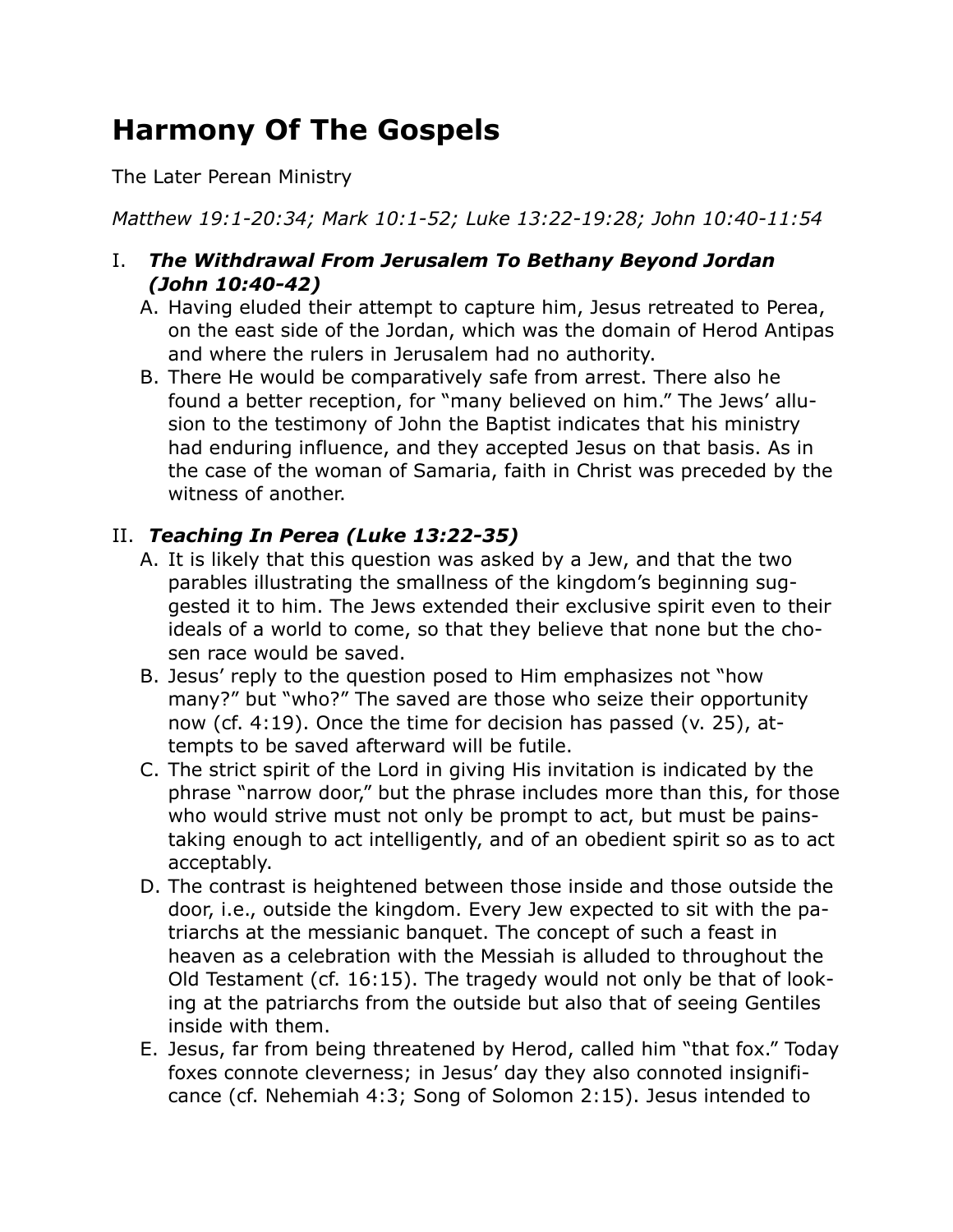# Harmony Of The Gospels

The Later Perean Ministry

*Matthew 19:1-20:34; Mark 10:1-52; Luke 13:22-19:28; John 10:40-11:54*

I. ***The Withdrawal From Jerusalem To Bethany Beyond Jordan (John 10:40-42)***

   A. Having eluded their attempt to capture him, Jesus retreated to Perea, on the east side of the Jordan, which was the domain of Herod Antipas and where the rulers in Jerusalem had no authority.

   B. There He would be comparatively safe from arrest. There also he found a better reception, for "many believed on him." The Jews' allusion to the testimony of John the Baptist indicates that his ministry had enduring influence, and they accepted Jesus on that basis. As in the case of the woman of Samaria, faith in Christ was preceded by the witness of another.

II. ***Teaching In Perea (Luke 13:22-35)***

   A. It is likely that this question was asked by a Jew, and that the two parables illustrating the smallness of the kingdom's beginning suggested it to him. The Jews extended their exclusive spirit even to their ideals of a world to come, so that they believe that none but the chosen race would be saved.

   B. Jesus' reply to the question posed to Him emphasizes not "how many?" but "who?" The saved are those who seize their opportunity now (cf. 4:19). Once the time for decision has passed (v. 25), attempts to be saved afterward will be futile.

   C. The strict spirit of the Lord in giving His invitation is indicated by the phrase "narrow door," but the phrase includes more than this, for those who would strive must not only be prompt to act, but must be painstaking enough to act intelligently, and of an obedient spirit so as to act acceptably.

   D. The contrast is heightened between those inside and those outside the door, i.e., outside the kingdom. Every Jew expected to sit with the patriarchs at the messianic banquet. The concept of such a feast in heaven as a celebration with the Messiah is alluded to throughout the Old Testament (cf. 16:15). The tragedy would not only be that of looking at the patriarchs from the outside but also that of seeing Gentiles inside with them.

   E. Jesus, far from being threatened by Herod, called him "that fox." Today foxes connote cleverness; in Jesus' day they also connoted insignificance (cf. Nehemiah 4:3; Song of Solomon 2:15). Jesus intended to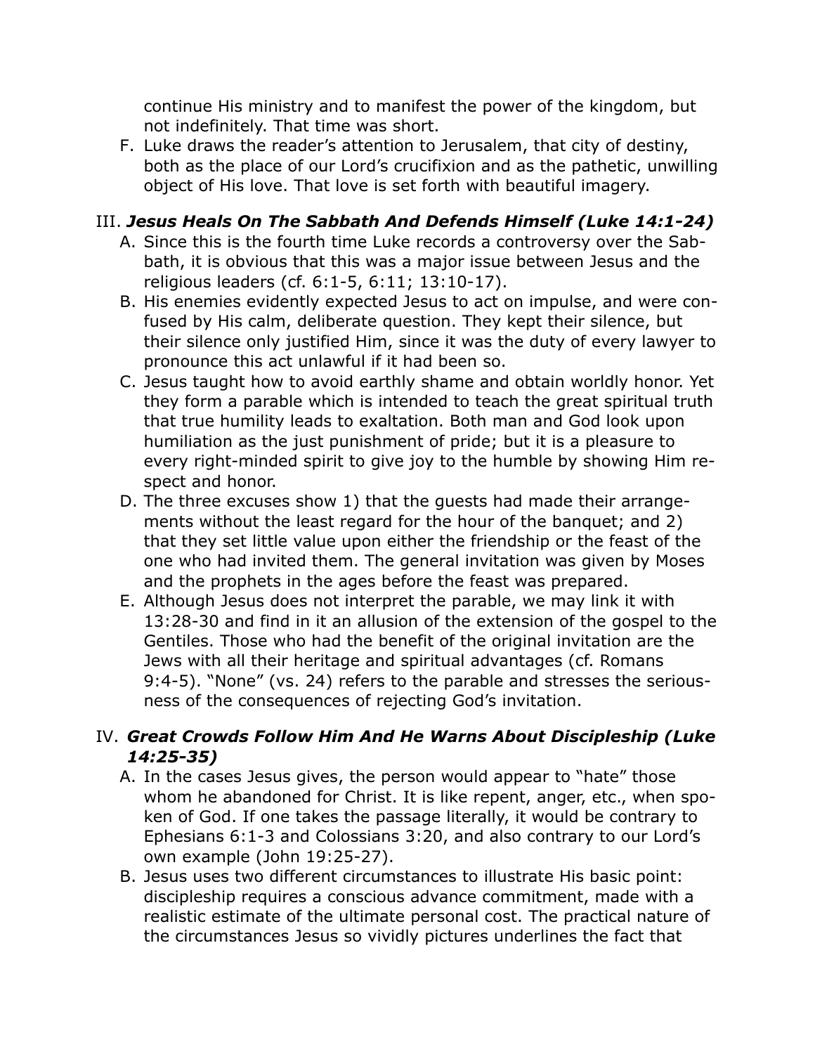continue His ministry and to manifest the power of the kingdom, but not indefinitely. That time was short.

F. Luke draws the reader's attention to Jerusalem, that city of destiny, both as the place of our Lord's crucifixion and as the pathetic, unwilling object of His love. That love is set forth with beautiful imagery.

## III. ***Jesus Heals On The Sabbath And Defends Himself (Luke 14:1-24)***

A. Since this is the fourth time Luke records a controversy over the Sabbath, it is obvious that this was a major issue between Jesus and the religious leaders (cf. 6:1-5, 6:11; 13:10-17).

B. His enemies evidently expected Jesus to act on impulse, and were confused by His calm, deliberate question. They kept their silence, but their silence only justified Him, since it was the duty of every lawyer to pronounce this act unlawful if it had been so.

C. Jesus taught how to avoid earthly shame and obtain worldly honor. Yet they form a parable which is intended to teach the great spiritual truth that true humility leads to exaltation. Both man and God look upon humiliation as the just punishment of pride; but it is a pleasure to every right-minded spirit to give joy to the humble by showing Him respect and honor.

D. The three excuses show 1) that the guests had made their arrangements without the least regard for the hour of the banquet; and 2) that they set little value upon either the friendship or the feast of the one who had invited them. The general invitation was given by Moses and the prophets in the ages before the feast was prepared.

E. Although Jesus does not interpret the parable, we may link it with 13:28-30 and find in it an allusion of the extension of the gospel to the Gentiles. Those who had the benefit of the original invitation are the Jews with all their heritage and spiritual advantages (cf. Romans 9:4-5). "None" (vs. 24) refers to the parable and stresses the seriousness of the consequences of rejecting God's invitation.

## IV. ***Great Crowds Follow Him And He Warns About Discipleship (Luke 14:25-35)***

A. In the cases Jesus gives, the person would appear to "hate" those whom he abandoned for Christ. It is like repent, anger, etc., when spoken of God. If one takes the passage literally, it would be contrary to Ephesians 6:1-3 and Colossians 3:20, and also contrary to our Lord's own example (John 19:25-27).

B. Jesus uses two different circumstances to illustrate His basic point: discipleship requires a conscious advance commitment, made with a realistic estimate of the ultimate personal cost. The practical nature of the circumstances Jesus so vividly pictures underlines the fact that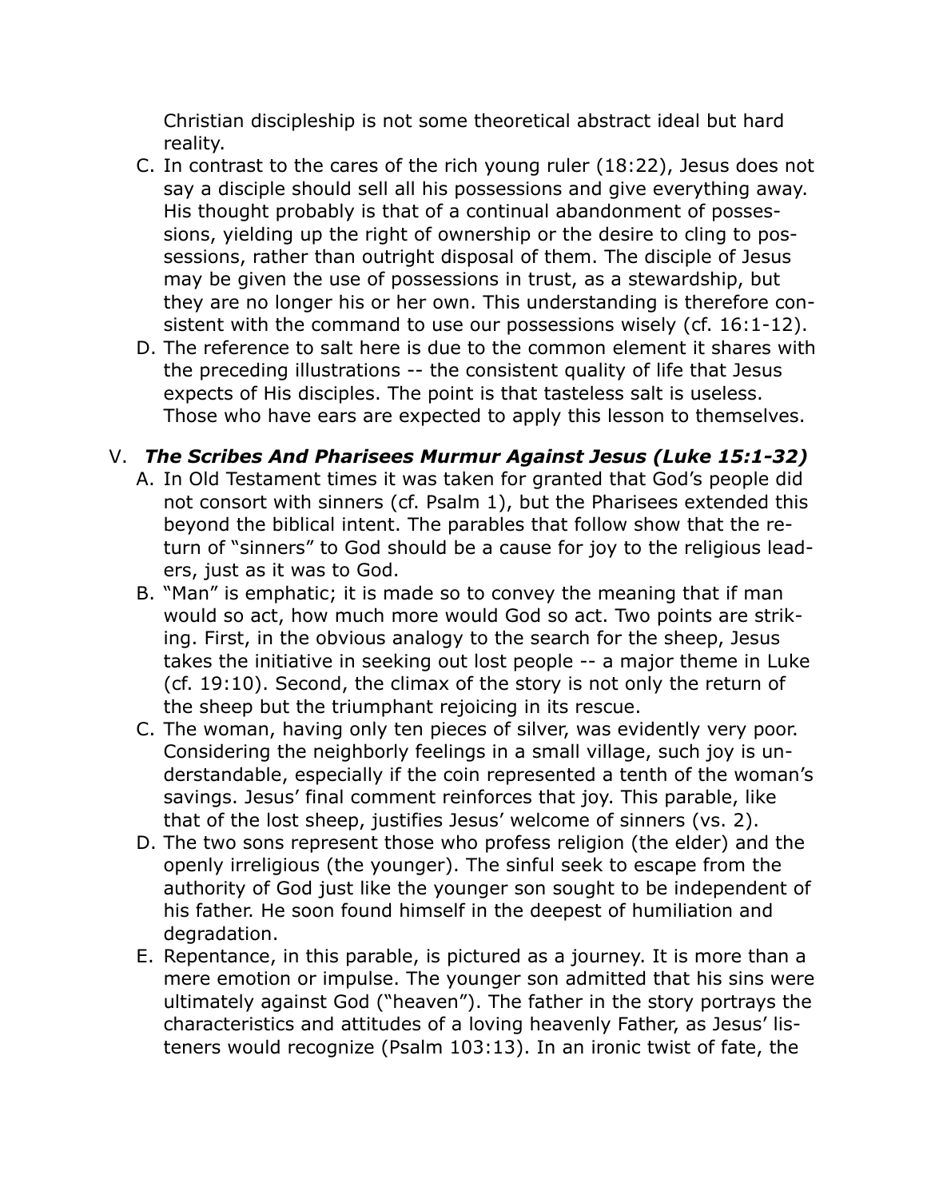Christian discipleship is not some theoretical abstract ideal but hard reality.

C. In contrast to the cares of the rich young ruler (18:22), Jesus does not say a disciple should sell all his possessions and give everything away. His thought probably is that of a continual abandonment of possessions, yielding up the right of ownership or the desire to cling to possessions, rather than outright disposal of them. The disciple of Jesus may be given the use of possessions in trust, as a stewardship, but they are no longer his or her own. This understanding is therefore consistent with the command to use our possessions wisely (cf. 16:1-12).

D. The reference to salt here is due to the common element it shares with the preceding illustrations -- the consistent quality of life that Jesus expects of His disciples. The point is that tasteless salt is useless. Those who have ears are expected to apply this lesson to themselves.

## V. *The Scribes And Pharisees Murmur Against Jesus (Luke 15:1-32)*

A. In Old Testament times it was taken for granted that God's people did not consort with sinners (cf. Psalm 1), but the Pharisees extended this beyond the biblical intent. The parables that follow show that the return of "sinners" to God should be a cause for joy to the religious leaders, just as it was to God.

B. "Man" is emphatic; it is made so to convey the meaning that if man would so act, how much more would God so act. Two points are striking. First, in the obvious analogy to the search for the sheep, Jesus takes the initiative in seeking out lost people -- a major theme in Luke (cf. 19:10). Second, the climax of the story is not only the return of the sheep but the triumphant rejoicing in its rescue.

C. The woman, having only ten pieces of silver, was evidently very poor. Considering the neighborly feelings in a small village, such joy is understandable, especially if the coin represented a tenth of the woman's savings. Jesus' final comment reinforces that joy. This parable, like that of the lost sheep, justifies Jesus' welcome of sinners (vs. 2).

D. The two sons represent those who profess religion (the elder) and the openly irreligious (the younger). The sinful seek to escape from the authority of God just like the younger son sought to be independent of his father. He soon found himself in the deepest of humiliation and degradation.

E. Repentance, in this parable, is pictured as a journey. It is more than a mere emotion or impulse. The younger son admitted that his sins were ultimately against God ("heaven"). The father in the story portrays the characteristics and attitudes of a loving heavenly Father, as Jesus' listeners would recognize (Psalm 103:13). In an ironic twist of fate, the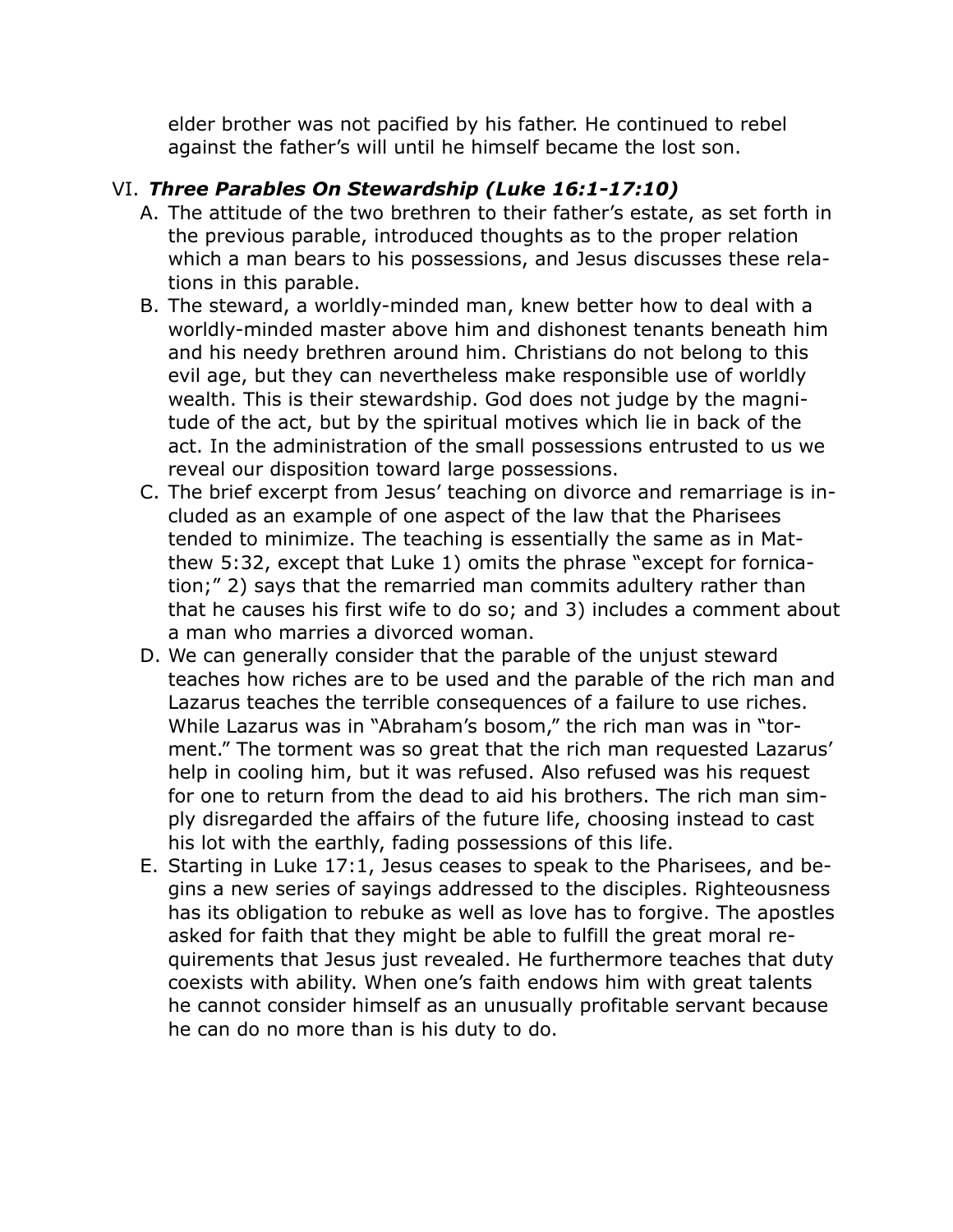elder brother was not pacified by his father. He continued to rebel against the father's will until he himself became the lost son.

VI. ***Three Parables On Stewardship (Luke 16:1-17:10)***

A. The attitude of the two brethren to their father's estate, as set forth in the previous parable, introduced thoughts as to the proper relation which a man bears to his possessions, and Jesus discusses these relations in this parable.

B. The steward, a worldly-minded man, knew better how to deal with a worldly-minded master above him and dishonest tenants beneath him and his needy brethren around him. Christians do not belong to this evil age, but they can nevertheless make responsible use of worldly wealth. This is their stewardship. God does not judge by the magnitude of the act, but by the spiritual motives which lie in back of the act. In the administration of the small possessions entrusted to us we reveal our disposition toward large possessions.

C. The brief excerpt from Jesus' teaching on divorce and remarriage is included as an example of one aspect of the law that the Pharisees tended to minimize. The teaching is essentially the same as in Matthew 5:32, except that Luke 1) omits the phrase "except for fornication;" 2) says that the remarried man commits adultery rather than that he causes his first wife to do so; and 3) includes a comment about a man who marries a divorced woman.

D. We can generally consider that the parable of the unjust steward teaches how riches are to be used and the parable of the rich man and Lazarus teaches the terrible consequences of a failure to use riches. While Lazarus was in "Abraham's bosom," the rich man was in "torment." The torment was so great that the rich man requested Lazarus' help in cooling him, but it was refused. Also refused was his request for one to return from the dead to aid his brothers. The rich man simply disregarded the affairs of the future life, choosing instead to cast his lot with the earthly, fading possessions of this life.

E. Starting in Luke 17:1, Jesus ceases to speak to the Pharisees, and begins a new series of sayings addressed to the disciples. Righteousness has its obligation to rebuke as well as love has to forgive. The apostles asked for faith that they might be able to fulfill the great moral requirements that Jesus just revealed. He furthermore teaches that duty coexists with ability. When one's faith endows him with great talents he cannot consider himself as an unusually profitable servant because he can do no more than is his duty to do.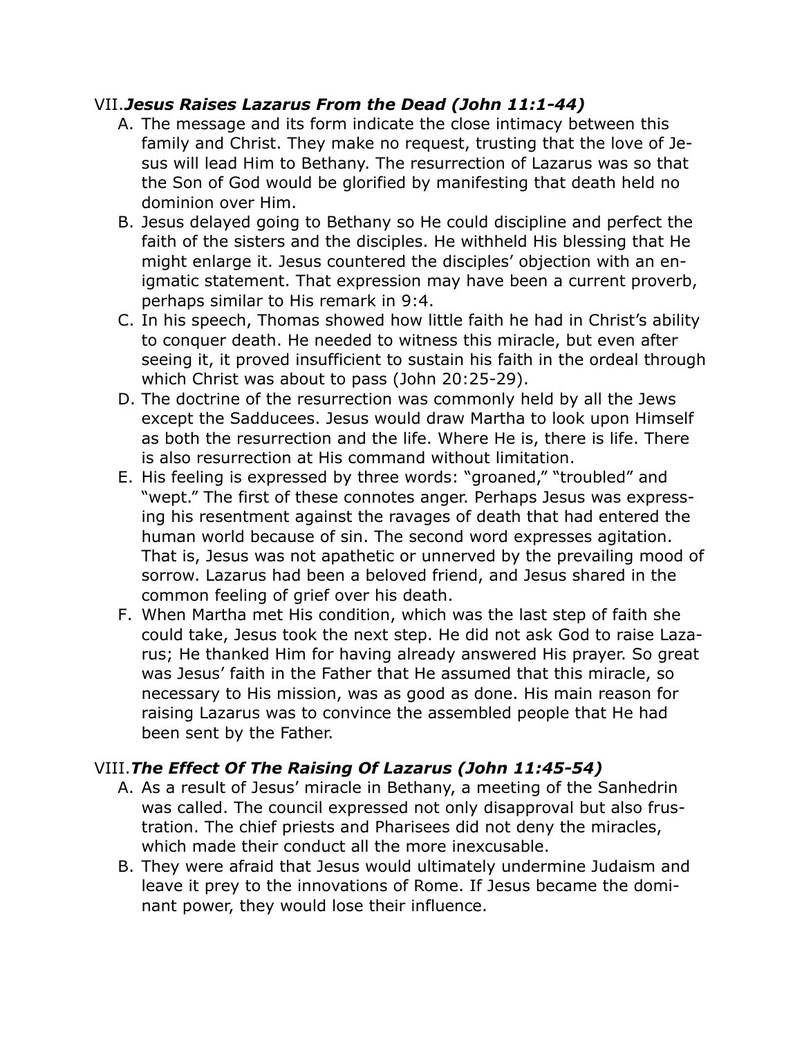## VII. ***Jesus Raises Lazarus From the Dead (John 11:1-44)***

A. The message and its form indicate the close intimacy between this family and Christ. They make no request, trusting that the love of Jesus will lead Him to Bethany. The resurrection of Lazarus was so that the Son of God would be glorified by manifesting that death held no dominion over Him.
B. Jesus delayed going to Bethany so He could discipline and perfect the faith of the sisters and the disciples. He withheld His blessing that He might enlarge it. Jesus countered the disciples' objection with an enigmatic statement. That expression may have been a current proverb, perhaps similar to His remark in 9:4.
C. In his speech, Thomas showed how little faith he had in Christ's ability to conquer death. He needed to witness this miracle, but even after seeing it, it proved insufficient to sustain his faith in the ordeal through which Christ was about to pass (John 20:25-29).
D. The doctrine of the resurrection was commonly held by all the Jews except the Sadducees. Jesus would draw Martha to look upon Himself as both the resurrection and the life. Where He is, there is life. There is also resurrection at His command without limitation.
E. His feeling is expressed by three words: "groaned," "troubled" and "wept." The first of these connotes anger. Perhaps Jesus was expressing his resentment against the ravages of death that had entered the human world because of sin. The second word expresses agitation. That is, Jesus was not apathetic or unnerved by the prevailing mood of sorrow. Lazarus had been a beloved friend, and Jesus shared in the common feeling of grief over his death.
F. When Martha met His condition, which was the last step of faith she could take, Jesus took the next step. He did not ask God to raise Lazarus; He thanked Him for having already answered His prayer. So great was Jesus' faith in the Father that He assumed that this miracle, so necessary to His mission, was as good as done. His main reason for raising Lazarus was to convince the assembled people that He had been sent by the Father.

## VIII. ***The Effect Of The Raising Of Lazarus (John 11:45-54)***

A. As a result of Jesus' miracle in Bethany, a meeting of the Sanhedrin was called. The council expressed not only disapproval but also frustration. The chief priests and Pharisees did not deny the miracles, which made their conduct all the more inexcusable.
B. They were afraid that Jesus would ultimately undermine Judaism and leave it prey to the innovations of Rome. If Jesus became the dominant power, they would lose their influence.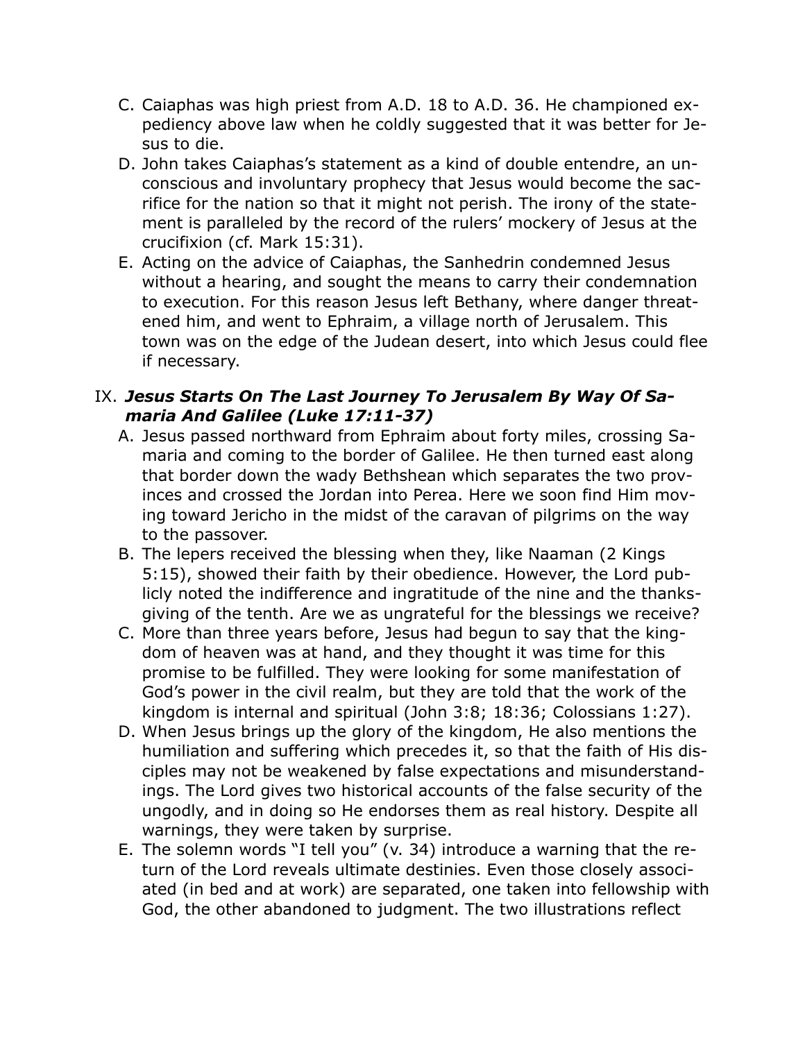C. Caiaphas was high priest from A.D. 18 to A.D. 36. He championed expediency above law when he coldly suggested that it was better for Jesus to die.

D. John takes Caiaphas's statement as a kind of double entendre, an unconscious and involuntary prophecy that Jesus would become the sacrifice for the nation so that it might not perish. The irony of the statement is paralleled by the record of the rulers' mockery of Jesus at the crucifixion (cf. Mark 15:31).

E. Acting on the advice of Caiaphas, the Sanhedrin condemned Jesus without a hearing, and sought the means to carry their condemnation to execution. For this reason Jesus left Bethany, where danger threatened him, and went to Ephraim, a village north of Jerusalem. This town was on the edge of the Judean desert, into which Jesus could flee if necessary.

## IX. *Jesus Starts On The Last Journey To Jerusalem By Way Of Samaria And Galilee (Luke 17:11-37)*

A. Jesus passed northward from Ephraim about forty miles, crossing Samaria and coming to the border of Galilee. He then turned east along that border down the wady Bethshean which separates the two provinces and crossed the Jordan into Perea. Here we soon find Him moving toward Jericho in the midst of the caravan of pilgrims on the way to the passover.

B. The lepers received the blessing when they, like Naaman (2 Kings 5:15), showed their faith by their obedience. However, the Lord publicly noted the indifference and ingratitude of the nine and the thanksgiving of the tenth. Are we as ungrateful for the blessings we receive?

C. More than three years before, Jesus had begun to say that the kingdom of heaven was at hand, and they thought it was time for this promise to be fulfilled. They were looking for some manifestation of God's power in the civil realm, but they are told that the work of the kingdom is internal and spiritual (John 3:8; 18:36; Colossians 1:27).

D. When Jesus brings up the glory of the kingdom, He also mentions the humiliation and suffering which precedes it, so that the faith of His disciples may not be weakened by false expectations and misunderstandings. The Lord gives two historical accounts of the false security of the ungodly, and in doing so He endorses them as real history. Despite all warnings, they were taken by surprise.

E. The solemn words "I tell you" (v. 34) introduce a warning that the return of the Lord reveals ultimate destinies. Even those closely associated (in bed and at work) are separated, one taken into fellowship with God, the other abandoned to judgment. The two illustrations reflect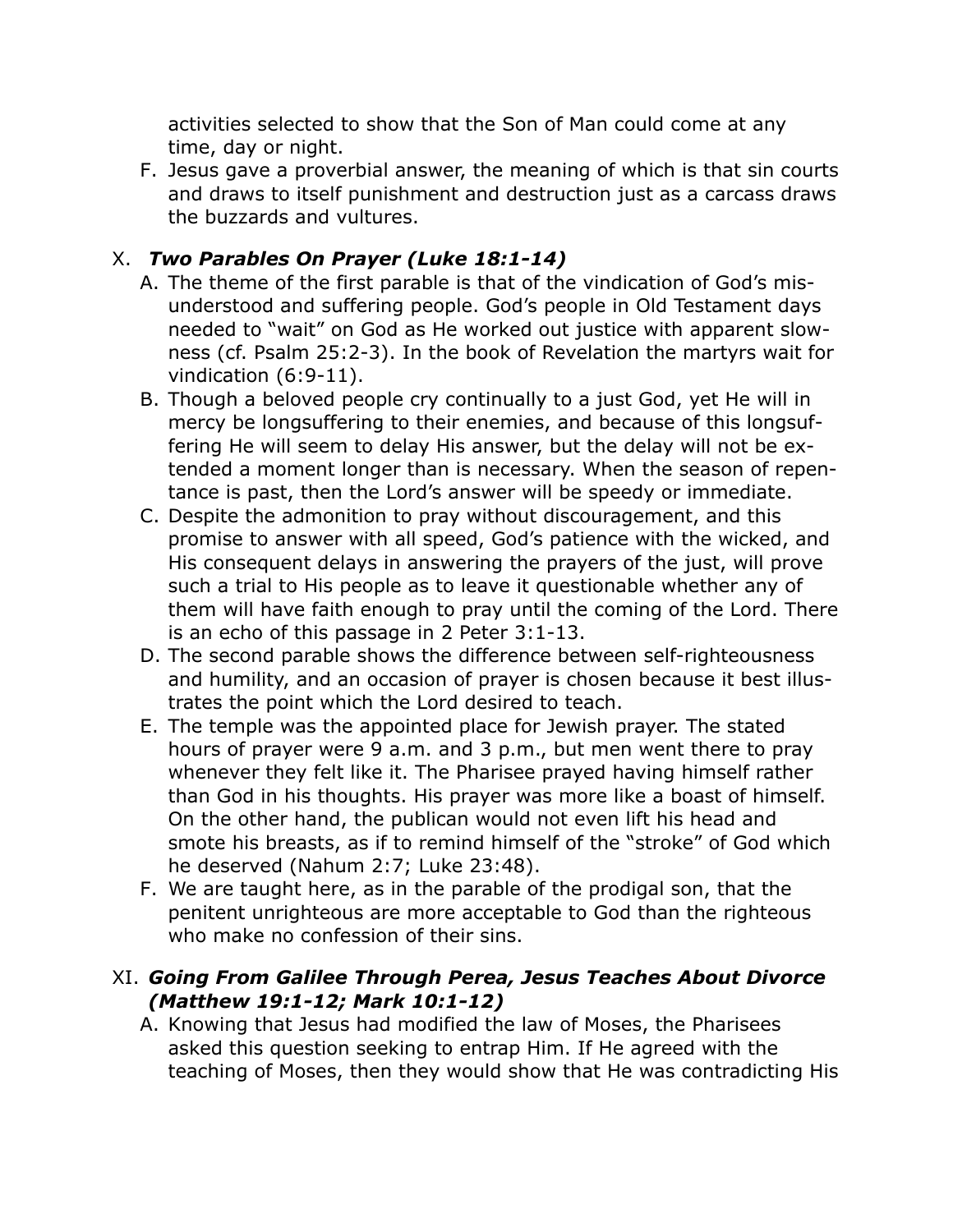activities selected to show that the Son of Man could come at any time, day or night.

F. Jesus gave a proverbial answer, the meaning of which is that sin courts and draws to itself punishment and destruction just as a carcass draws the buzzards and vultures.

## X. *Two Parables On Prayer (Luke 18:1-14)*

A. The theme of the first parable is that of the vindication of God's misunderstood and suffering people. God's people in Old Testament days needed to "wait" on God as He worked out justice with apparent slowness (cf. Psalm 25:2-3). In the book of Revelation the martyrs wait for vindication (6:9-11).

B. Though a beloved people cry continually to a just God, yet He will in mercy be longsuffering to their enemies, and because of this longsuffering He will seem to delay His answer, but the delay will not be extended a moment longer than is necessary. When the season of repentance is past, then the Lord's answer will be speedy or immediate.

C. Despite the admonition to pray without discouragement, and this promise to answer with all speed, God's patience with the wicked, and His consequent delays in answering the prayers of the just, will prove such a trial to His people as to leave it questionable whether any of them will have faith enough to pray until the coming of the Lord. There is an echo of this passage in 2 Peter 3:1-13.

D. The second parable shows the difference between self-righteousness and humility, and an occasion of prayer is chosen because it best illustrates the point which the Lord desired to teach.

E. The temple was the appointed place for Jewish prayer. The stated hours of prayer were 9 a.m. and 3 p.m., but men went there to pray whenever they felt like it. The Pharisee prayed having himself rather than God in his thoughts. His prayer was more like a boast of himself. On the other hand, the publican would not even lift his head and smote his breasts, as if to remind himself of the "stroke" of God which he deserved (Nahum 2:7; Luke 23:48).

F. We are taught here, as in the parable of the prodigal son, that the penitent unrighteous are more acceptable to God than the righteous who make no confession of their sins.

## XI. *Going From Galilee Through Perea, Jesus Teaches About Divorce (Matthew 19:1-12; Mark 10:1-12)*

A. Knowing that Jesus had modified the law of Moses, the Pharisees asked this question seeking to entrap Him. If He agreed with the teaching of Moses, then they would show that He was contradicting His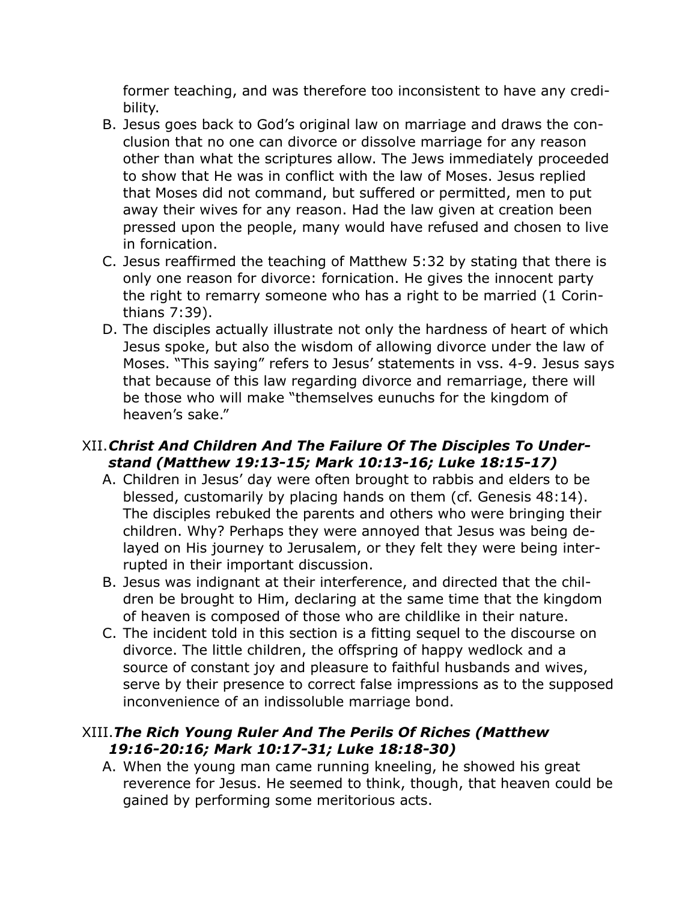former teaching, and was therefore too inconsistent to have any credibility.

B. Jesus goes back to God's original law on marriage and draws the conclusion that no one can divorce or dissolve marriage for any reason other than what the scriptures allow. The Jews immediately proceeded to show that He was in conflict with the law of Moses. Jesus replied that Moses did not command, but suffered or permitted, men to put away their wives for any reason. Had the law given at creation been pressed upon the people, many would have refused and chosen to live in fornication.

C. Jesus reaffirmed the teaching of Matthew 5:32 by stating that there is only one reason for divorce: fornication. He gives the innocent party the right to remarry someone who has a right to be married (1 Corinthians 7:39).

D. The disciples actually illustrate not only the hardness of heart of which Jesus spoke, but also the wisdom of allowing divorce under the law of Moses. "This saying" refers to Jesus' statements in vss. 4-9. Jesus says that because of this law regarding divorce and remarriage, there will be those who will make "themselves eunuchs for the kingdom of heaven's sake."

## XII. *Christ And Children And The Failure Of The Disciples To Understand (Matthew 19:13-15; Mark 10:13-16; Luke 18:15-17)*

A. Children in Jesus' day were often brought to rabbis and elders to be blessed, customarily by placing hands on them (cf. Genesis 48:14). The disciples rebuked the parents and others who were bringing their children. Why? Perhaps they were annoyed that Jesus was being delayed on His journey to Jerusalem, or they felt they were being interrupted in their important discussion.

B. Jesus was indignant at their interference, and directed that the children be brought to Him, declaring at the same time that the kingdom of heaven is composed of those who are childlike in their nature.

C. The incident told in this section is a fitting sequel to the discourse on divorce. The little children, the offspring of happy wedlock and a source of constant joy and pleasure to faithful husbands and wives, serve by their presence to correct false impressions as to the supposed inconvenience of an indissoluble marriage bond.

## XIII. *The Rich Young Ruler And The Perils Of Riches (Matthew 19:16-20:16; Mark 10:17-31; Luke 18:18-30)*

A. When the young man came running kneeling, he showed his great reverence for Jesus. He seemed to think, though, that heaven could be gained by performing some meritorious acts.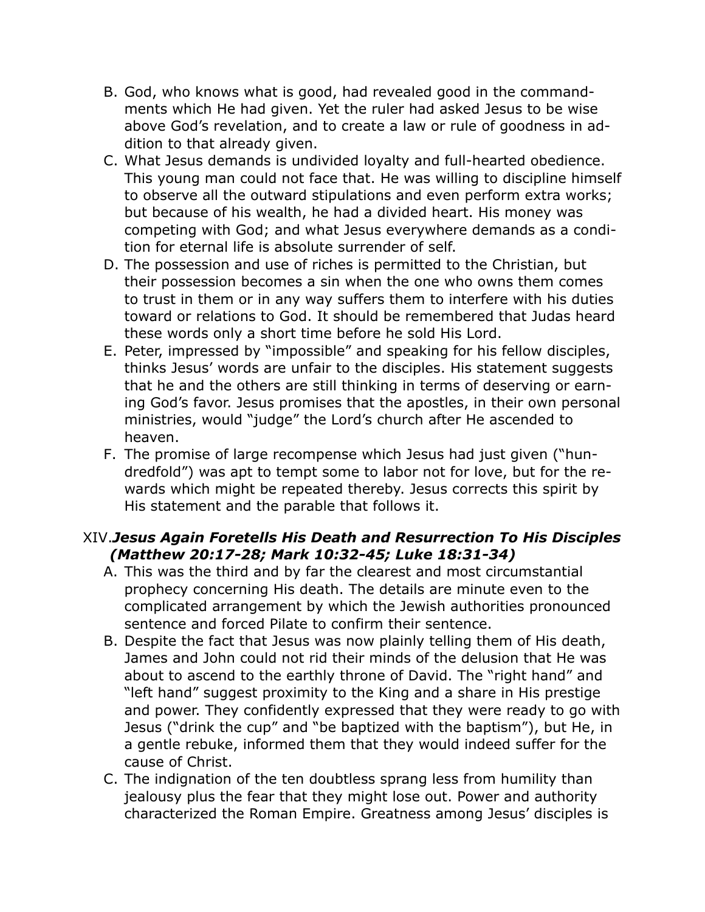B. God, who knows what is good, had revealed good in the commandments which He had given. Yet the ruler had asked Jesus to be wise above God's revelation, and to create a law or rule of goodness in addition to that already given.

C. What Jesus demands is undivided loyalty and full-hearted obedience. This young man could not face that. He was willing to discipline himself to observe all the outward stipulations and even perform extra works; but because of his wealth, he had a divided heart. His money was competing with God; and what Jesus everywhere demands as a condition for eternal life is absolute surrender of self.

D. The possession and use of riches is permitted to the Christian, but their possession becomes a sin when the one who owns them comes to trust in them or in any way suffers them to interfere with his duties toward or relations to God. It should be remembered that Judas heard these words only a short time before he sold His Lord.

E. Peter, impressed by "impossible" and speaking for his fellow disciples, thinks Jesus' words are unfair to the disciples. His statement suggests that he and the others are still thinking in terms of deserving or earning God's favor. Jesus promises that the apostles, in their own personal ministries, would "judge" the Lord's church after He ascended to heaven.

F. The promise of large recompense which Jesus had just given ("hundredfold") was apt to tempt some to labor not for love, but for the rewards which might be repeated thereby. Jesus corrects this spirit by His statement and the parable that follows it.

## XIV. *Jesus Again Foretells His Death and Resurrection To His Disciples (Matthew 20:17-28; Mark 10:32-45; Luke 18:31-34)*

A. This was the third and by far the clearest and most circumstantial prophecy concerning His death. The details are minute even to the complicated arrangement by which the Jewish authorities pronounced sentence and forced Pilate to confirm their sentence.

B. Despite the fact that Jesus was now plainly telling them of His death, James and John could not rid their minds of the delusion that He was about to ascend to the earthly throne of David. The "right hand" and "left hand" suggest proximity to the King and a share in His prestige and power. They confidently expressed that they were ready to go with Jesus ("drink the cup" and "be baptized with the baptism"), but He, in a gentle rebuke, informed them that they would indeed suffer for the cause of Christ.

C. The indignation of the ten doubtless sprang less from humility than jealousy plus the fear that they might lose out. Power and authority characterized the Roman Empire. Greatness among Jesus' disciples is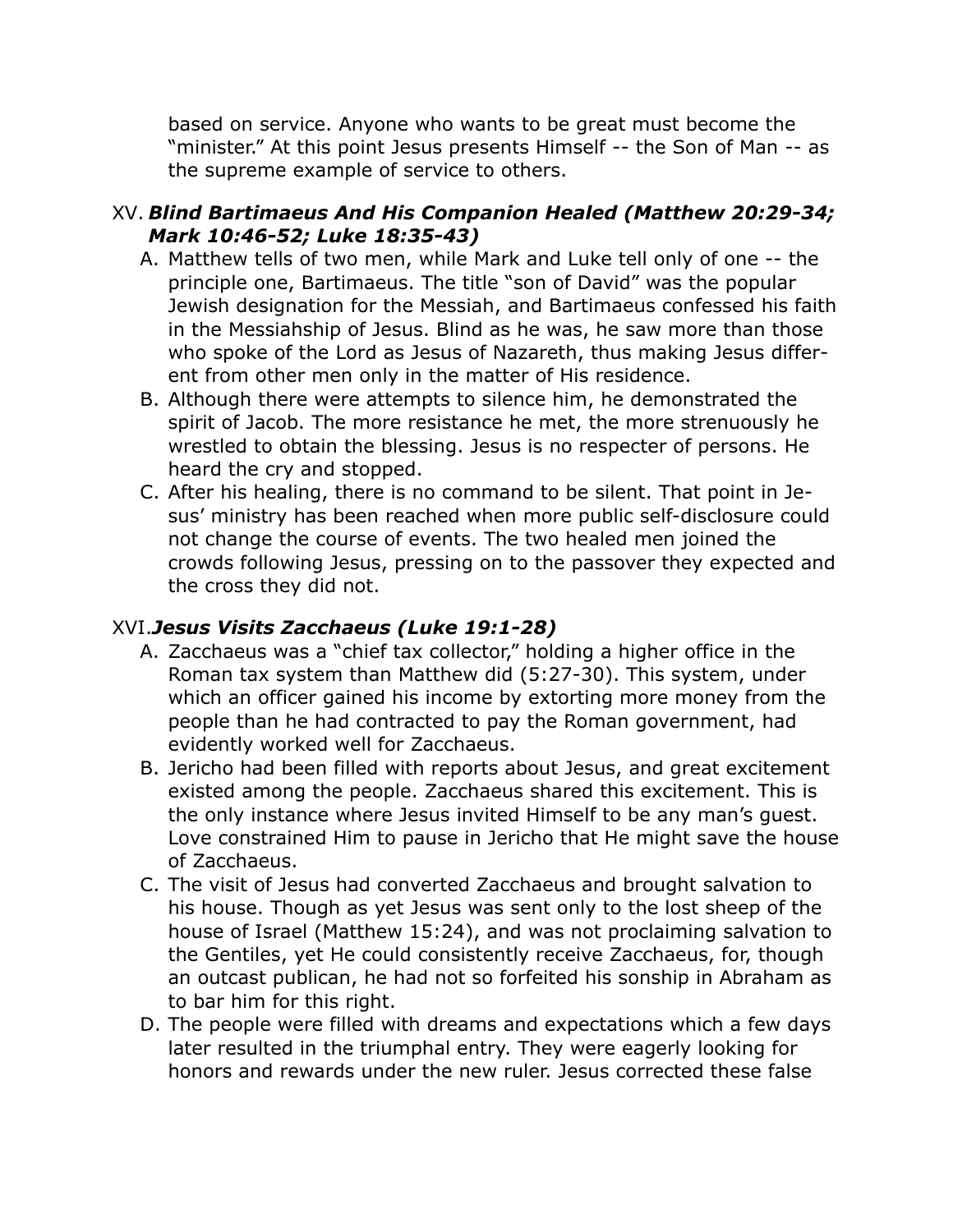based on service. Anyone who wants to be great must become the "minister." At this point Jesus presents Himself -- the Son of Man -- as the supreme example of service to others.

## XV. *Blind Bartimaeus And His Companion Healed (Matthew 20:29-34; Mark 10:46-52; Luke 18:35-43)*

A. Matthew tells of two men, while Mark and Luke tell only of one -- the principle one, Bartimaeus. The title "son of David" was the popular Jewish designation for the Messiah, and Bartimaeus confessed his faith in the Messiahship of Jesus. Blind as he was, he saw more than those who spoke of the Lord as Jesus of Nazareth, thus making Jesus different from other men only in the matter of His residence.

B. Although there were attempts to silence him, he demonstrated the spirit of Jacob. The more resistance he met, the more strenuously he wrestled to obtain the blessing. Jesus is no respecter of persons. He heard the cry and stopped.

C. After his healing, there is no command to be silent. That point in Jesus' ministry has been reached when more public self-disclosure could not change the course of events. The two healed men joined the crowds following Jesus, pressing on to the passover they expected and the cross they did not.

## XVI. *Jesus Visits Zacchaeus (Luke 19:1-28)*

A. Zacchaeus was a "chief tax collector," holding a higher office in the Roman tax system than Matthew did (5:27-30). This system, under which an officer gained his income by extorting more money from the people than he had contracted to pay the Roman government, had evidently worked well for Zacchaeus.

B. Jericho had been filled with reports about Jesus, and great excitement existed among the people. Zacchaeus shared this excitement. This is the only instance where Jesus invited Himself to be any man's guest. Love constrained Him to pause in Jericho that He might save the house of Zacchaeus.

C. The visit of Jesus had converted Zacchaeus and brought salvation to his house. Though as yet Jesus was sent only to the lost sheep of the house of Israel (Matthew 15:24), and was not proclaiming salvation to the Gentiles, yet He could consistently receive Zacchaeus, for, though an outcast publican, he had not so forfeited his sonship in Abraham as to bar him for this right.

D. The people were filled with dreams and expectations which a few days later resulted in the triumphal entry. They were eagerly looking for honors and rewards under the new ruler. Jesus corrected these false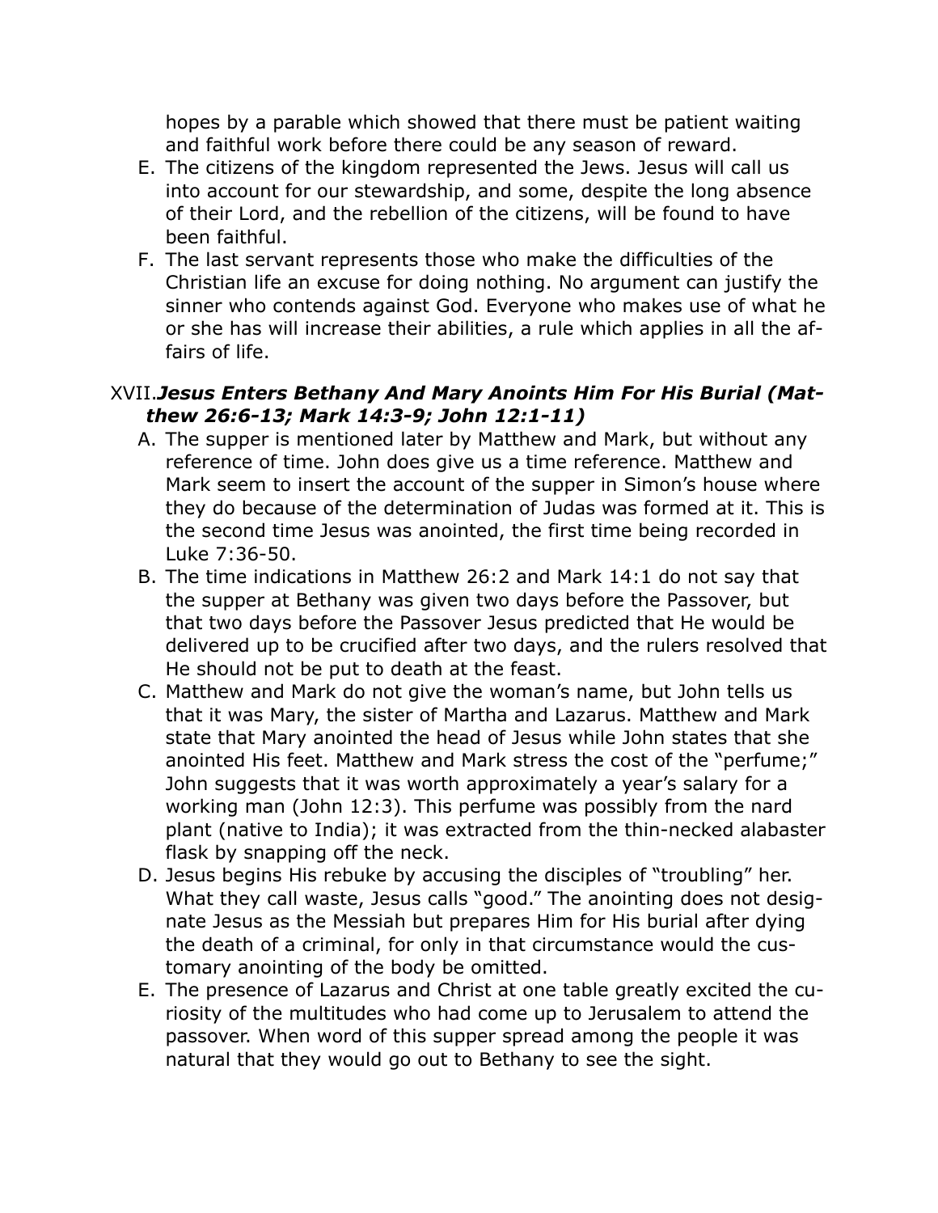hopes by a parable which showed that there must be patient waiting and faithful work before there could be any season of reward.

E. The citizens of the kingdom represented the Jews. Jesus will call us into account for our stewardship, and some, despite the long absence of their Lord, and the rebellion of the citizens, will be found to have been faithful.
F. The last servant represents those who make the difficulties of the Christian life an excuse for doing nothing. No argument can justify the sinner who contends against God. Everyone who makes use of what he or she has will increase their abilities, a rule which applies in all the affairs of life.

## XVII. *Jesus Enters Bethany And Mary Anoints Him For His Burial (Matthew 26:6-13; Mark 14:3-9; John 12:1-11)*

A. The supper is mentioned later by Matthew and Mark, but without any reference of time. John does give us a time reference. Matthew and Mark seem to insert the account of the supper in Simon's house where they do because of the determination of Judas was formed at it. This is the second time Jesus was anointed, the first time being recorded in Luke 7:36-50.
B. The time indications in Matthew 26:2 and Mark 14:1 do not say that the supper at Bethany was given two days before the Passover, but that two days before the Passover Jesus predicted that He would be delivered up to be crucified after two days, and the rulers resolved that He should not be put to death at the feast.
C. Matthew and Mark do not give the woman's name, but John tells us that it was Mary, the sister of Martha and Lazarus. Matthew and Mark state that Mary anointed the head of Jesus while John states that she anointed His feet. Matthew and Mark stress the cost of the "perfume;" John suggests that it was worth approximately a year's salary for a working man (John 12:3). This perfume was possibly from the nard plant (native to India); it was extracted from the thin-necked alabaster flask by snapping off the neck.
D. Jesus begins His rebuke by accusing the disciples of "troubling" her. What they call waste, Jesus calls "good." The anointing does not designate Jesus as the Messiah but prepares Him for His burial after dying the death of a criminal, for only in that circumstance would the customary anointing of the body be omitted.
E. The presence of Lazarus and Christ at one table greatly excited the curiosity of the multitudes who had come up to Jerusalem to attend the passover. When word of this supper spread among the people it was natural that they would go out to Bethany to see the sight.